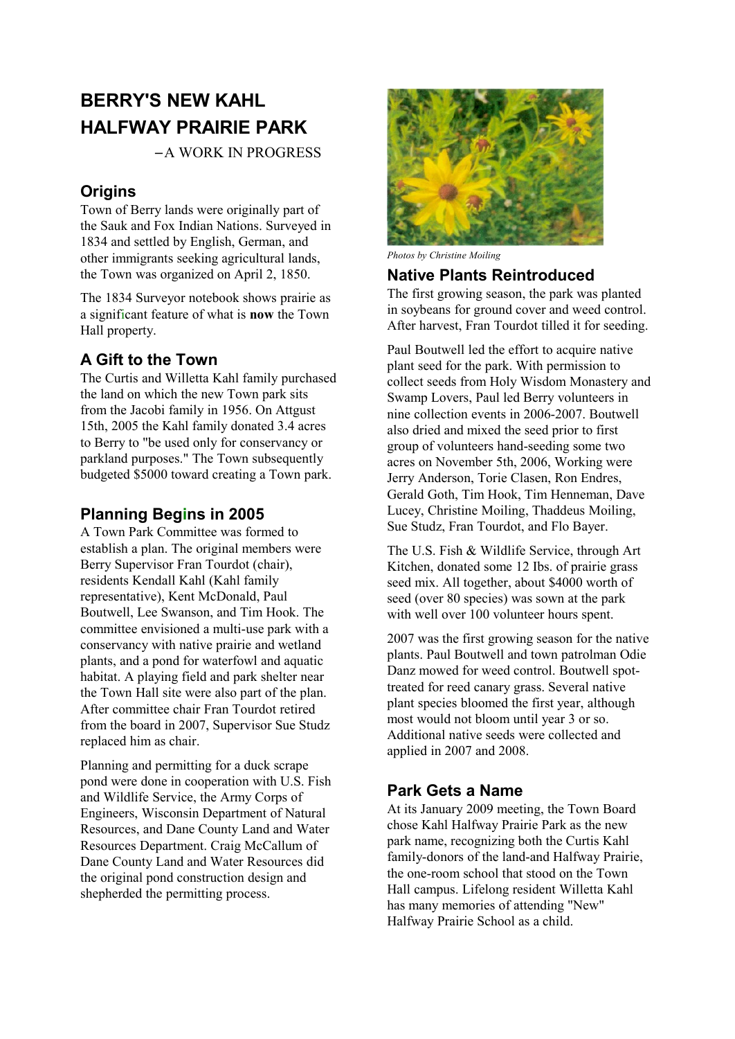# BERRY'S NEW KAHL HALFWAY PRAIRIE PARK

–A WORK IN PROGRESS

## Origins

Town of Berry lands were originally part of the Sauk and Fox Indian Nations. Surveyed in 1834 and settled by English, German, and other immigrants seeking agricultural lands, the Town was organized on April 2, 1850.

The 1834 Surveyor notebook shows prairie as a significant feature of what is **now** the Town Hall property.

## A Gift to the Town

The Curtis and Willetta Kahl family purchased the land on which the new Town park sits from the Jacobi family in 1956. On Attgust 15th, 2005 the Kahl family donated 3.4 acres to Berry to "be used only for conservancy or parkland purposes." The Town subsequently budgeted $5000 toward creating a Town park.

## Planning Begins in 2005

A Town Park Committee was formed to establish a plan. The original members were Berry Supervisor Fran Tourdot (chair), residents Kendall Kahl (Kahl family representative), Kent McDonald, Paul Boutwell, Lee Swanson, and Tim Hook. The committee envisioned a multi-use park with a conservancy with native prairie and wetland plants, and a pond for waterfowl and aquatic habitat. A playing field and park shelter near the Town Hall site were also part of the plan. After committee chair Fran Tourdot retired from the board in 2007, Supervisor Sue Studz replaced him as chair.

Planning and permitting for a duck scrape pond were done in cooperation with U.S. Fish and Wildlife Service, the Army Corps of Engineers, Wisconsin Department of Natural Resources, and Dane County Land and Water Resources Department. Craig McCallum of Dane County Land and Water Resources did the original pond construction design and shepherded the permitting process.

*Photos by Christine Moiling*

## Native Plants Reintroduced

The first growing season, the park was planted in soybeans for ground cover and weed control. After harvest, Fran Tourdot tilled it for seeding.

Paul Boutwell led the effort to acquire native plant seed for the park. With permission to collect seeds from Holy Wisdom Monastery and Swamp Lovers, Paul led Berry volunteers in nine collection events in 2006-2007. Boutwell also dried and mixed the seed prior to first group of volunteers hand-seeding some two acres on November 5th, 2006, Working were Jerry Anderson, Torie Clasen, Ron Endres, Gerald Goth, Tim Hook, Tim Henneman, Dave Lucey, Christine Moiling, Thaddeus Moiling, Sue Studz, Fran Tourdot, and Flo Bayer.

The U.S. Fish & Wildlife Service, through Art Kitchen, donated some 12 Ibs. of prairie grass seed mix. All together, about $4000 worth of seed (over 80 species) was sown at the park with well over 100 volunteer hours spent.

2007 was the first growing season for the native plants. Paul Boutwell and town patrolman Odie Danz mowed for weed control. Boutwell spot-treated for reed canary grass. Several native plant species bloomed the first year, although most would not bloom until year 3 or so. Additional native seeds were collected and applied in 2007 and 2008.

## Park Gets a Name

At its January 2009 meeting, the Town Board chose Kahl Halfway Prairie Park as the new park name, recognizing both the Curtis Kahl family-donors of the land-and Halfway Prairie, the one-room school that stood on the Town Hall campus. Lifelong resident Willetta Kahl has many memories of attending "New" Halfway Prairie School as a child.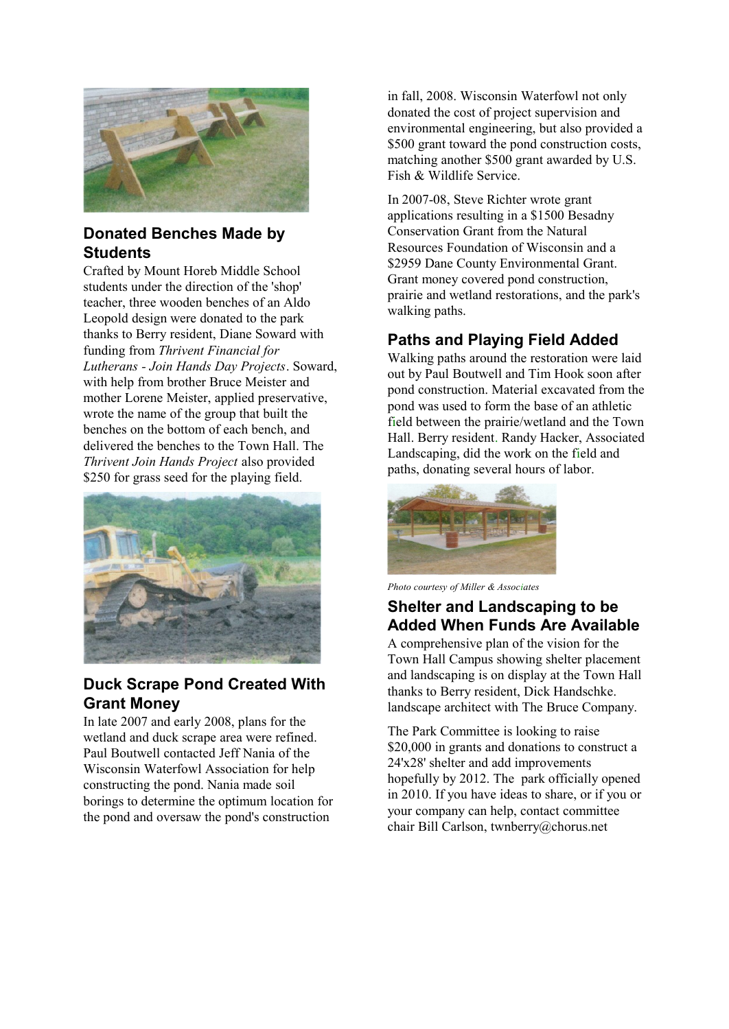## Donated Benches Made by Students

Crafted by Mount Horeb Middle School students under the direction of the 'shop' teacher, three wooden benches of an Aldo Leopold design were donated to the park thanks to Berry resident, Diane Soward with funding from *Thrivent Financial for Lutherans - Join Hands Day Projects*. Soward, with help from brother Bruce Meister and mother Lorene Meister, applied preservative, wrote the name of the group that built the benches on the bottom of each bench, and delivered the benches to the Town Hall. The *Thrivent Join Hands Project* also provided $250 for grass seed for the playing field.

## Duck Scrape Pond Created With Grant Money

In late 2007 and early 2008, plans for the wetland and duck scrape area were refined. Paul Boutwell contacted Jeff Nania of the Wisconsin Waterfowl Association for help constructing the pond. Nania made soil borings to determine the optimum location for the pond and oversaw the pond's construction in fall, 2008. Wisconsin Waterfowl not only donated the cost of project supervision and environmental engineering, but also provided a $500 grant toward the pond construction costs, matching another $500 grant awarded by U.S. Fish & Wildlife Service.

In 2007-08, Steve Richter wrote grant applications resulting in a $1500 Besadny Conservation Grant from the Natural Resources Foundation of Wisconsin and a $2959 Dane County Environmental Grant. Grant money covered pond construction, prairie and wetland restorations, and the park's walking paths.

## Paths and Playing Field Added

Walking paths around the restoration were laid out by Paul Boutwell and Tim Hook soon after pond construction. Material excavated from the pond was used to form the base of an athletic field between the prairie/wetland and the Town Hall. Berry resident. Randy Hacker, Associated Landscaping, did the work on the field and paths, donating several hours of labor.

*Photo courtesy of Miller & Associates*

## Shelter and Landscaping to be Added When Funds Are Available

A comprehensive plan of the vision for the Town Hall Campus showing shelter placement and landscaping is on display at the Town Hall thanks to Berry resident, Dick Handschke. landscape architect with The Bruce Company.

The Park Committee is looking to raise $20,000 in grants and donations to construct a 24'x28' shelter and add improvements hopefully by 2012. The park officially opened in 2010. If you have ideas to share, or if you or your company can help, contact committee chair Bill Carlson, twnberry@chorus.net